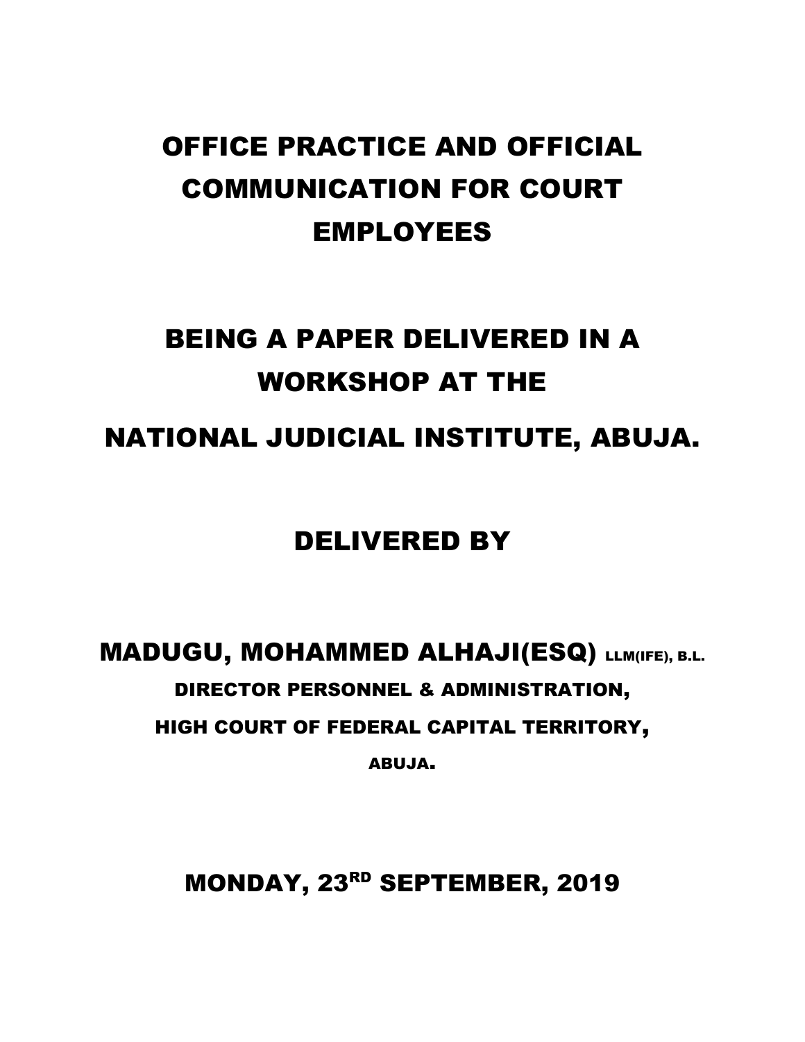# OFFICE PRACTICE AND OFFICIAL COMMUNICATION FOR COURT EMPLOYEES

## BEING A PAPER DELIVERED IN A WORKSHOP AT THE

## NATIONAL JUDICIAL INSTITUTE, ABUJA.

## DELIVERED BY

**MADUGU, MOHAMMED ALHAJI(ESQ)** LLM(IFE), B.L.

**DIRECTOR PERSONNEL & ADMINISTRATION,**

**HIGH COURT OF FEDERAL CAPITAL TERRITORY,**

**ABUJA.**

## MONDAY, 23RD SEPTEMBER, 2019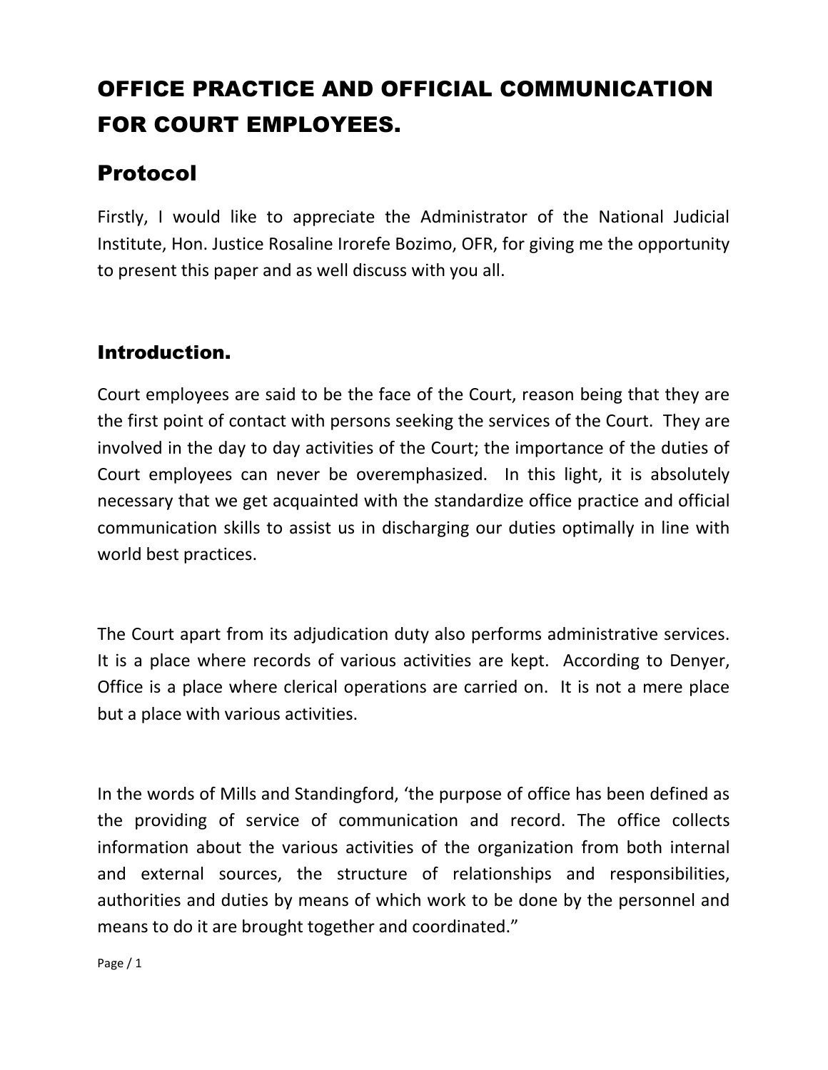# OFFICE PRACTICE AND OFFICIAL COMMUNICATION FOR COURT EMPLOYEES.

## Protocol

Firstly, I would like to appreciate the Administrator of the National Judicial Institute, Hon. Justice Rosaline Irorefe Bozimo, OFR, for giving me the opportunity to present this paper and as well discuss with you all.

### Introduction.

Court employees are said to be the face of the Court, reason being that they are the first point of contact with persons seeking the services of the Court. They are involved in the day to day activities of the Court; the importance of the duties of Court employees can never be overemphasized. In this light, it is absolutely necessary that we get acquainted with the standardize office practice and official communication skills to assist us in discharging our duties optimally in line with world best practices.

The Court apart from its adjudication duty also performs administrative services. It is a place where records of various activities are kept. According to Denyer, Office is a place where clerical operations are carried on. It is not a mere place but a place with various activities.

In the words of Mills and Standingford, 'the purpose of office has been defined as the providing of service of communication and record. The office collects information about the various activities of the organization from both internal and external sources, the structure of relationships and responsibilities, authorities and duties by means of which work to be done by the personnel and means to do it are brought together and coordinated."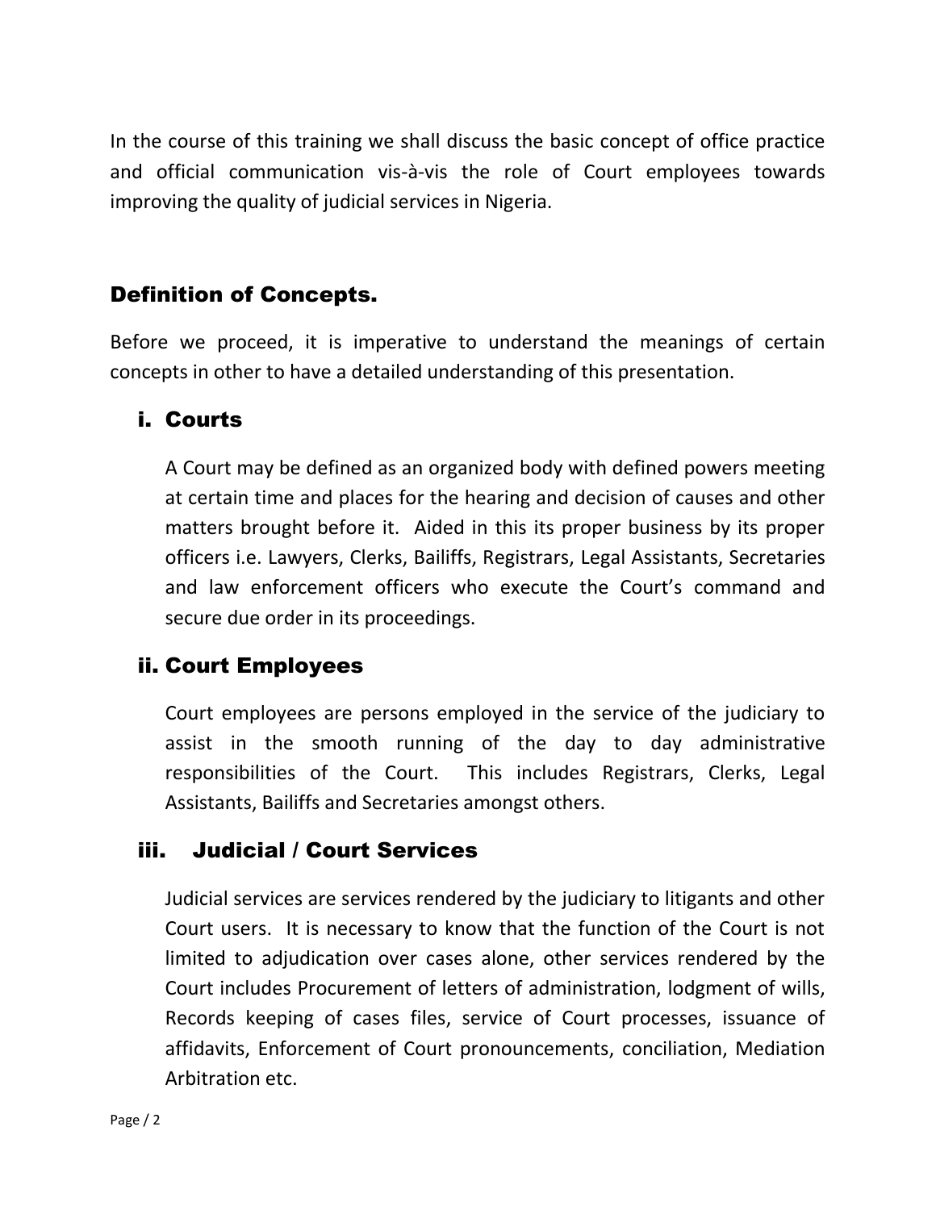In the course of this training we shall discuss the basic concept of office practice and official communication vis-à-vis the role of Court employees towards improving the quality of judicial services in Nigeria.

## Definition of Concepts.

Before we proceed, it is imperative to understand the meanings of certain concepts in other to have a detailed understanding of this presentation.

### i. Courts

A Court may be defined as an organized body with defined powers meeting at certain time and places for the hearing and decision of causes and other matters brought before it. Aided in this its proper business by its proper officers i.e. Lawyers, Clerks, Bailiffs, Registrars, Legal Assistants, Secretaries and law enforcement officers who execute the Court's command and secure due order in its proceedings.

### ii. Court Employees

Court employees are persons employed in the service of the judiciary to assist in the smooth running of the day to day administrative responsibilities of the Court. This includes Registrars, Clerks, Legal Assistants, Bailiffs and Secretaries amongst others.

### iii. Judicial / Court Services

Judicial services are services rendered by the judiciary to litigants and other Court users. It is necessary to know that the function of the Court is not limited to adjudication over cases alone, other services rendered by the Court includes Procurement of letters of administration, lodgment of wills, Records keeping of cases files, service of Court processes, issuance of affidavits, Enforcement of Court pronouncements, conciliation, Mediation Arbitration etc.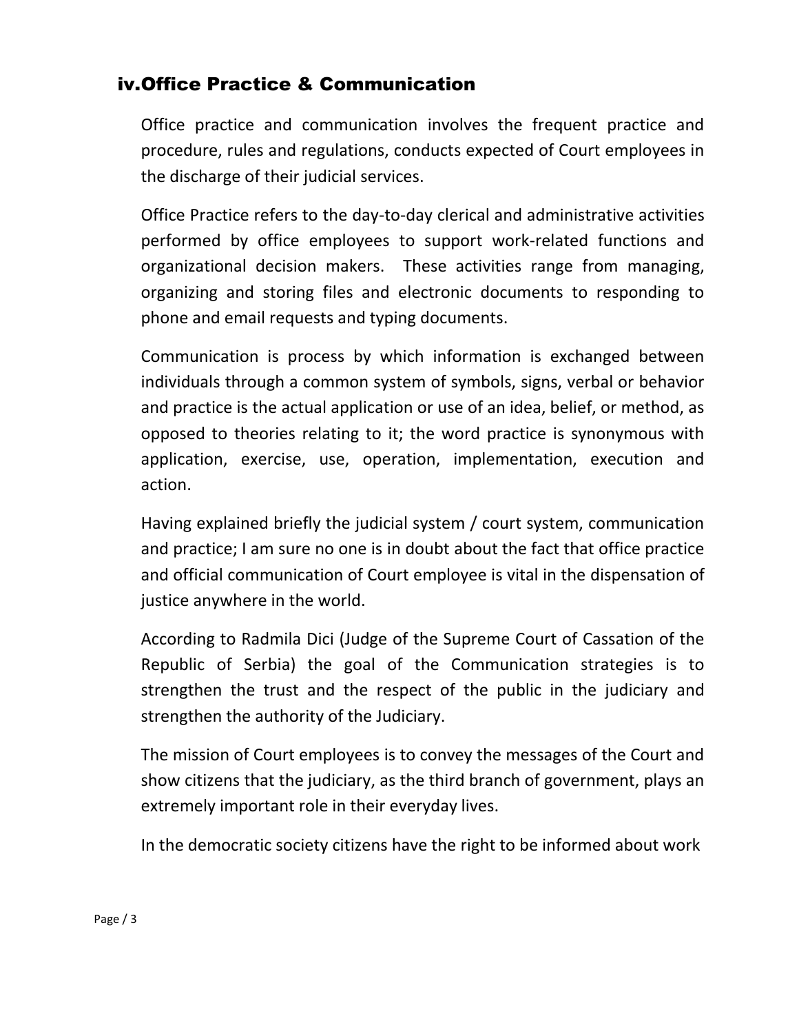## iv. Office Practice & Communication

Office practice and communication involves the frequent practice and procedure, rules and regulations, conducts expected of Court employees in the discharge of their judicial services.

Office Practice refers to the day-to-day clerical and administrative activities performed by office employees to support work-related functions and organizational decision makers. These activities range from managing, organizing and storing files and electronic documents to responding to phone and email requests and typing documents.

Communication is process by which information is exchanged between individuals through a common system of symbols, signs, verbal or behavior and practice is the actual application or use of an idea, belief, or method, as opposed to theories relating to it; the word practice is synonymous with application, exercise, use, operation, implementation, execution and action.

Having explained briefly the judicial system / court system, communication and practice; I am sure no one is in doubt about the fact that office practice and official communication of Court employee is vital in the dispensation of justice anywhere in the world.

According to Radmila Dici (Judge of the Supreme Court of Cassation of the Republic of Serbia) the goal of the Communication strategies is to strengthen the trust and the respect of the public in the judiciary and strengthen the authority of the Judiciary.

The mission of Court employees is to convey the messages of the Court and show citizens that the judiciary, as the third branch of government, plays an extremely important role in their everyday lives.

In the democratic society citizens have the right to be informed about work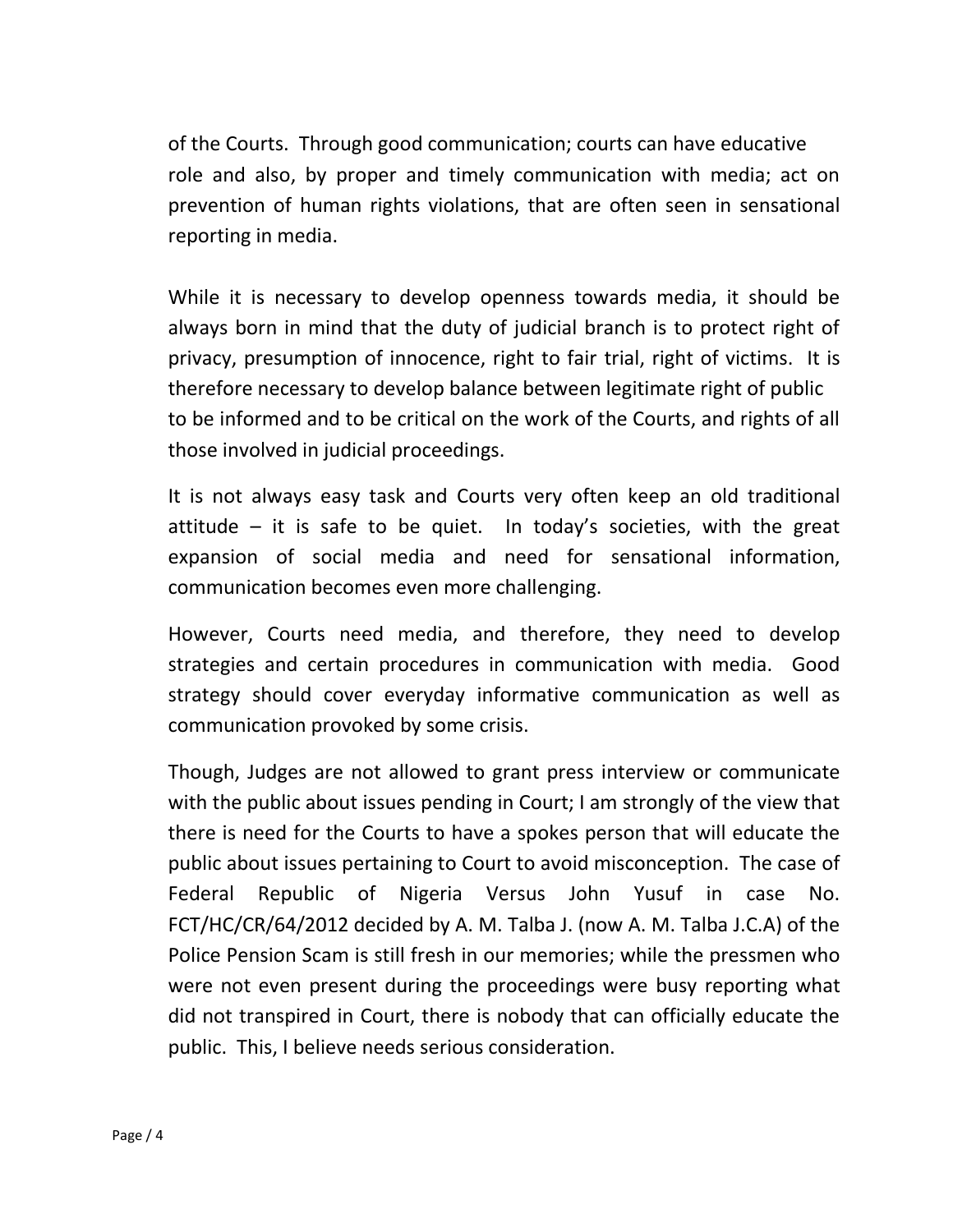of the Courts. Through good communication; courts can have educative role and also, by proper and timely communication with media; act on prevention of human rights violations, that are often seen in sensational reporting in media.

While it is necessary to develop openness towards media, it should be always born in mind that the duty of judicial branch is to protect right of privacy, presumption of innocence, right to fair trial, right of victims. It is therefore necessary to develop balance between legitimate right of public to be informed and to be critical on the work of the Courts, and rights of all those involved in judicial proceedings.

It is not always easy task and Courts very often keep an old traditional attitude – it is safe to be quiet. In today's societies, with the great expansion of social media and need for sensational information, communication becomes even more challenging.

However, Courts need media, and therefore, they need to develop strategies and certain procedures in communication with media. Good strategy should cover everyday informative communication as well as communication provoked by some crisis.

Though, Judges are not allowed to grant press interview or communicate with the public about issues pending in Court; I am strongly of the view that there is need for the Courts to have a spokes person that will educate the public about issues pertaining to Court to avoid misconception. The case of Federal Republic of Nigeria Versus John Yusuf in case No. FCT/HC/CR/64/2012 decided by A. M. Talba J. (now A. M. Talba J.C.A) of the Police Pension Scam is still fresh in our memories; while the pressmen who were not even present during the proceedings were busy reporting what did not transpired in Court, there is nobody that can officially educate the public. This, I believe needs serious consideration.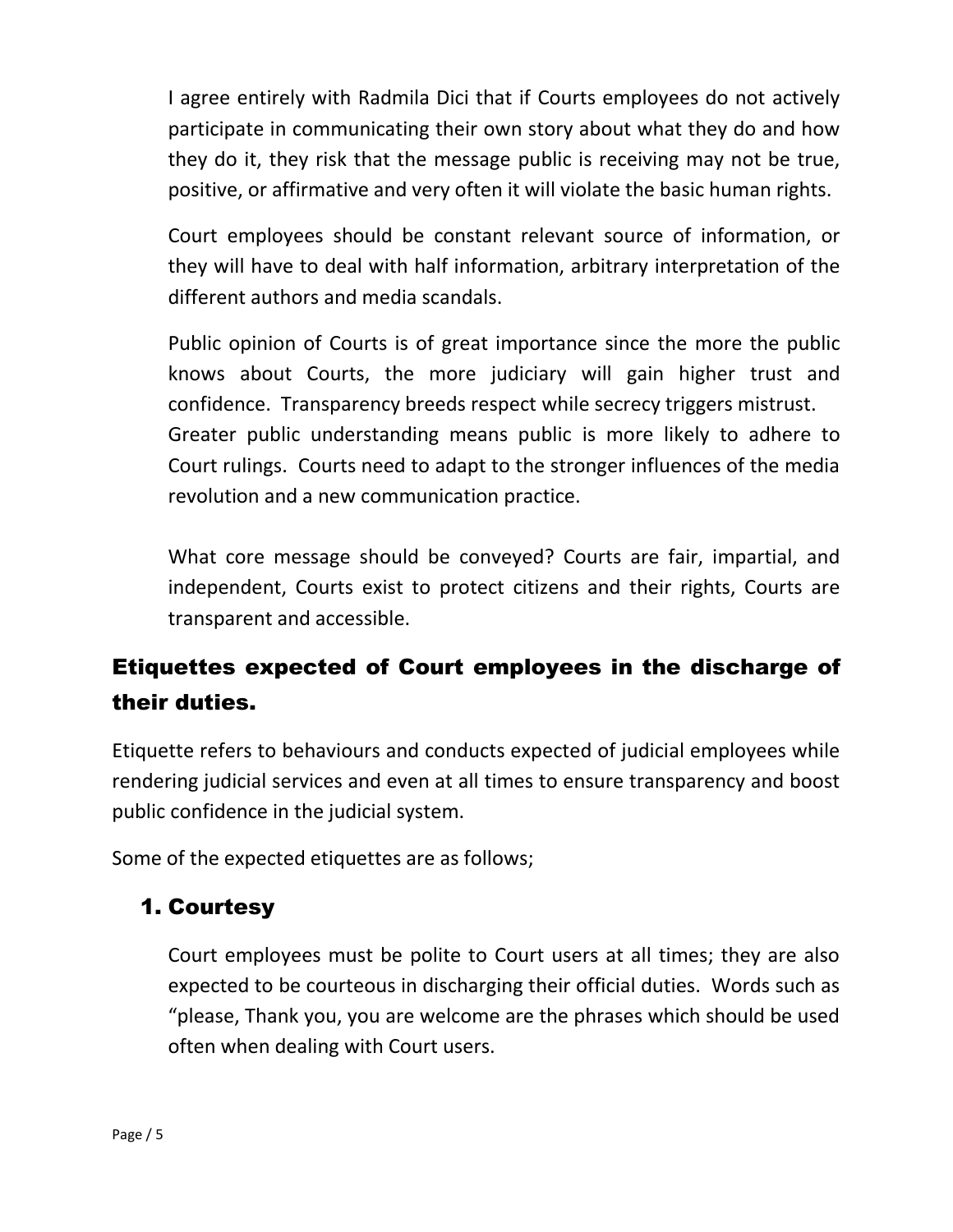I agree entirely with Radmila Dici that if Courts employees do not actively participate in communicating their own story about what they do and how they do it, they risk that the message public is receiving may not be true, positive, or affirmative and very often it will violate the basic human rights.

Court employees should be constant relevant source of information, or they will have to deal with half information, arbitrary interpretation of the different authors and media scandals.

Public opinion of Courts is of great importance since the more the public knows about Courts, the more judiciary will gain higher trust and confidence. Transparency breeds respect while secrecy triggers mistrust.
Greater public understanding means public is more likely to adhere to Court rulings. Courts need to adapt to the stronger influences of the media revolution and a new communication practice.

What core message should be conveyed? Courts are fair, impartial, and independent, Courts exist to protect citizens and their rights, Courts are transparent and accessible.

## Etiquettes expected of Court employees in the discharge of their duties.

Etiquette refers to behaviours and conducts expected of judicial employees while rendering judicial services and even at all times to ensure transparency and boost public confidence in the judicial system.

Some of the expected etiquettes are as follows;

### 1. Courtesy

Court employees must be polite to Court users at all times; they are also expected to be courteous in discharging their official duties. Words such as "please, Thank you, you are welcome are the phrases which should be used often when dealing with Court users.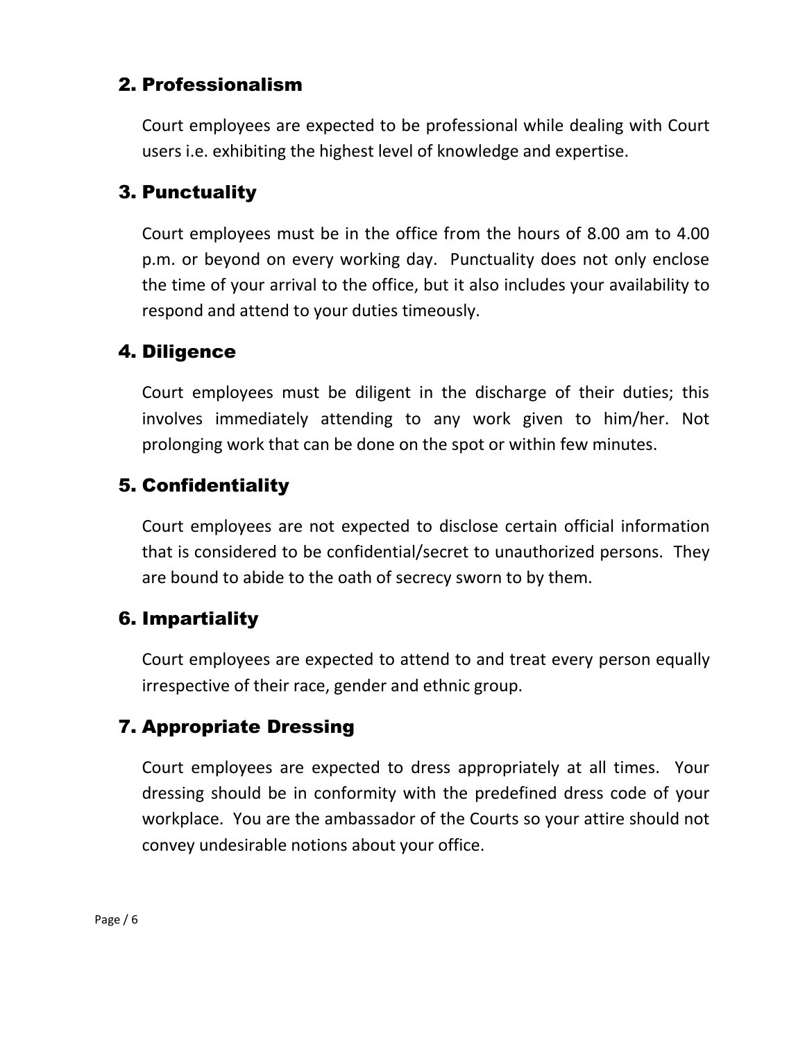## 2. Professionalism

Court employees are expected to be professional while dealing with Court users i.e. exhibiting the highest level of knowledge and expertise.

## 3. Punctuality

Court employees must be in the office from the hours of 8.00 am to 4.00 p.m. or beyond on every working day. Punctuality does not only enclose the time of your arrival to the office, but it also includes your availability to respond and attend to your duties timeously.

## 4. Diligence

Court employees must be diligent in the discharge of their duties; this involves immediately attending to any work given to him/her. Not prolonging work that can be done on the spot or within few minutes.

## 5. Confidentiality

Court employees are not expected to disclose certain official information that is considered to be confidential/secret to unauthorized persons. They are bound to abide to the oath of secrecy sworn to by them.

## 6. Impartiality

Court employees are expected to attend to and treat every person equally irrespective of their race, gender and ethnic group.

## 7. Appropriate Dressing

Court employees are expected to dress appropriately at all times. Your dressing should be in conformity with the predefined dress code of your workplace. You are the ambassador of the Courts so your attire should not convey undesirable notions about your office.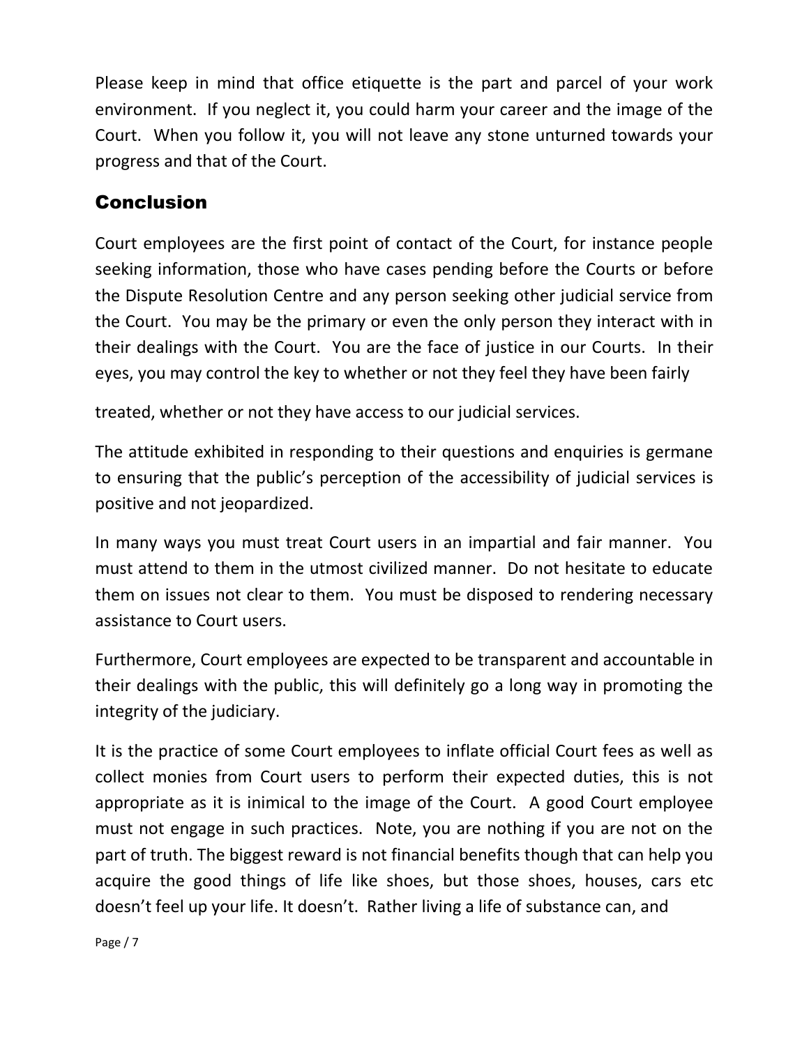Please keep in mind that office etiquette is the part and parcel of your work environment. If you neglect it, you could harm your career and the image of the Court. When you follow it, you will not leave any stone unturned towards your progress and that of the Court.

## Conclusion

Court employees are the first point of contact of the Court, for instance people seeking information, those who have cases pending before the Courts or before the Dispute Resolution Centre and any person seeking other judicial service from the Court. You may be the primary or even the only person they interact with in their dealings with the Court. You are the face of justice in our Courts. In their eyes, you may control the key to whether or not they feel they have been fairly

treated, whether or not they have access to our judicial services.

The attitude exhibited in responding to their questions and enquiries is germane to ensuring that the public's perception of the accessibility of judicial services is positive and not jeopardized.

In many ways you must treat Court users in an impartial and fair manner. You must attend to them in the utmost civilized manner. Do not hesitate to educate them on issues not clear to them. You must be disposed to rendering necessary assistance to Court users.

Furthermore, Court employees are expected to be transparent and accountable in their dealings with the public, this will definitely go a long way in promoting the integrity of the judiciary.

It is the practice of some Court employees to inflate official Court fees as well as collect monies from Court users to perform their expected duties, this is not appropriate as it is inimical to the image of the Court. A good Court employee must not engage in such practices. Note, you are nothing if you are not on the part of truth. The biggest reward is not financial benefits though that can help you acquire the good things of life like shoes, but those shoes, houses, cars etc doesn't feel up your life. It doesn't. Rather living a life of substance can, and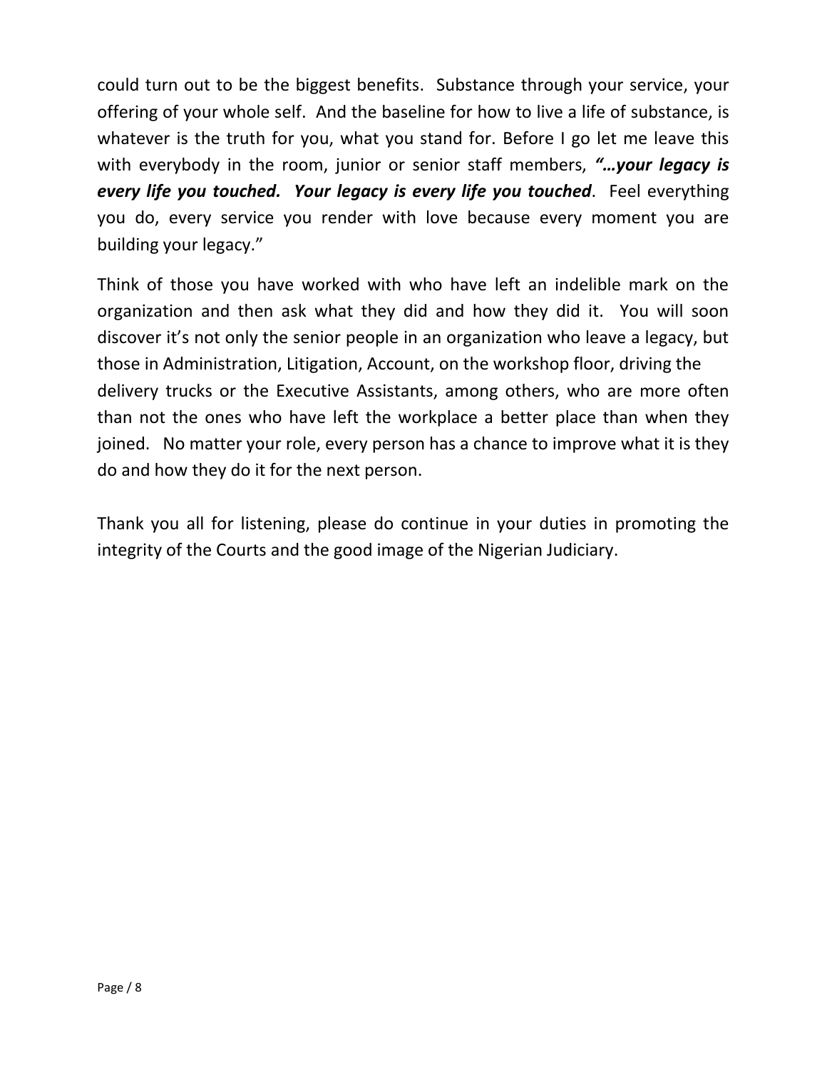could turn out to be the biggest benefits. Substance through your service, your offering of your whole self. And the baseline for how to live a life of substance, is whatever is the truth for you, what you stand for. Before I go let me leave this with everybody in the room, junior or senior staff members, ***"…your legacy is every life you touched. Your legacy is every life you touched***. Feel everything you do, every service you render with love because every moment you are building your legacy."

Think of those you have worked with who have left an indelible mark on the organization and then ask what they did and how they did it. You will soon discover it's not only the senior people in an organization who leave a legacy, but those in Administration, Litigation, Account, on the workshop floor, driving the delivery trucks or the Executive Assistants, among others, who are more often than not the ones who have left the workplace a better place than when they joined. No matter your role, every person has a chance to improve what it is they do and how they do it for the next person.

Thank you all for listening, please do continue in your duties in promoting the integrity of the Courts and the good image of the Nigerian Judiciary.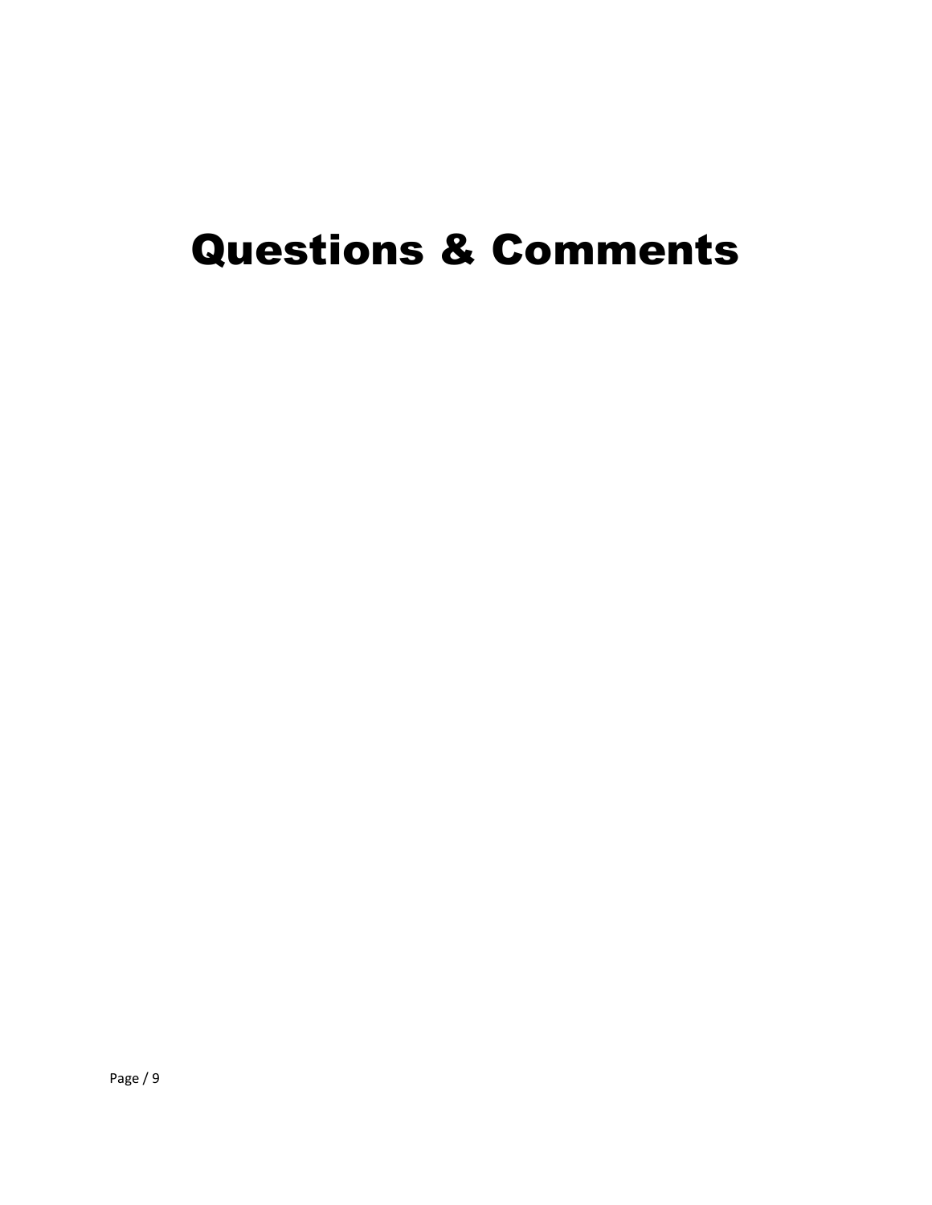# Questions & Comments